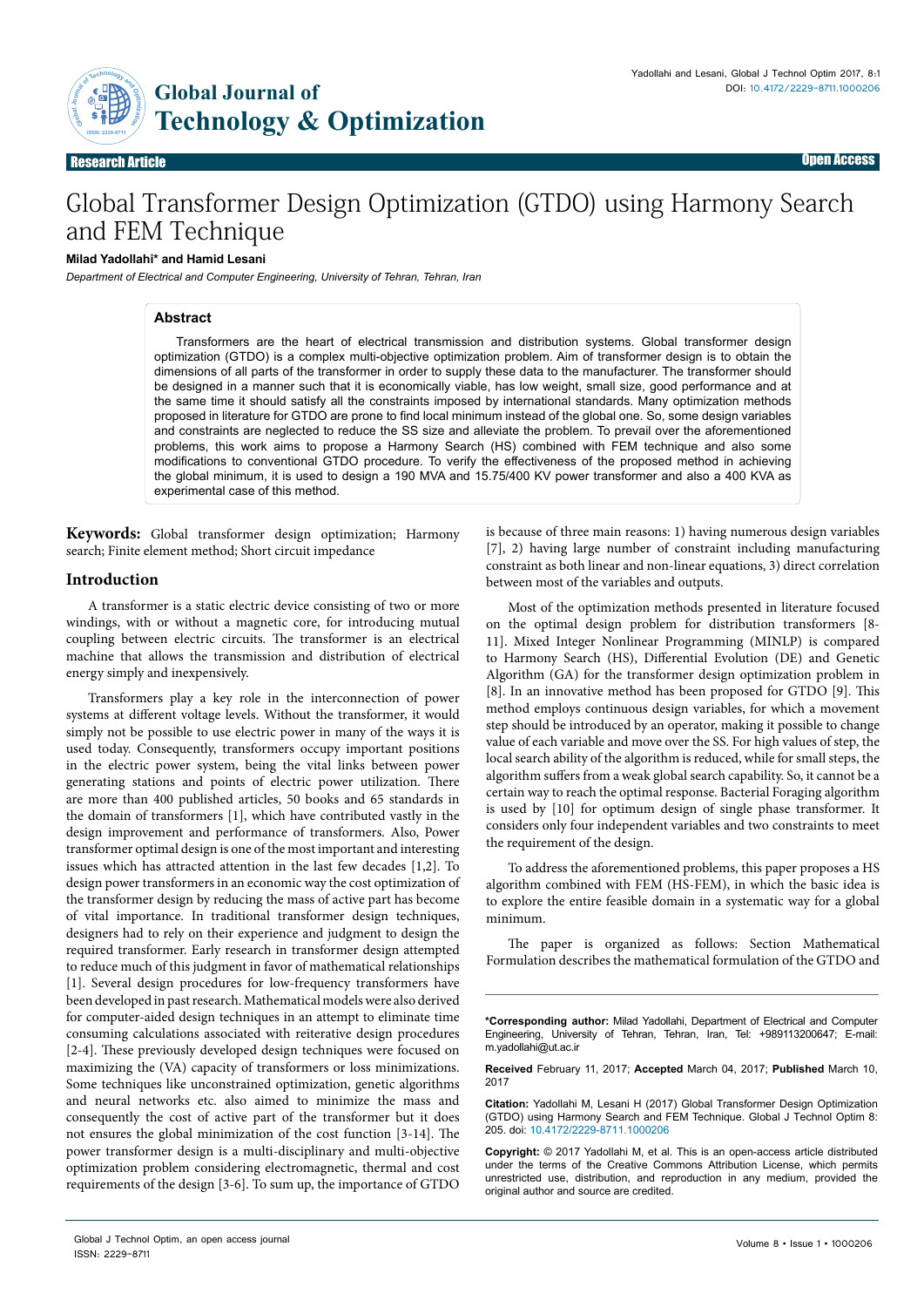Research Article

Open Access

# Global Transformer Design Optimization (GTDO) using Harmony Search and FEM Technique

**Milad Yadollahi\* and Hamid Lesani**

*Department of Electrical and Computer Engineering, University of Tehran, Tehran, Iran*

## Abstract

Transformers are the heart of electrical transmission and distribution systems. Global transformer design optimization (GTDO) is a complex multi-objective optimization problem. Aim of transformer design is to obtain the dimensions of all parts of the transformer in order to supply these data to the manufacturer. The transformer should be designed in a manner such that it is economically viable, has low weight, small size, good performance and at the same time it should satisfy all the constraints imposed by international standards. Many optimization methods proposed in literature for GTDO are prone to find local minimum instead of the global one. So, some design variables and constraints are neglected to reduce the SS size and alleviate the problem. To prevail over the aforementioned problems, this work aims to propose a Harmony Search (HS) combined with FEM technique and also some modifications to conventional GTDO procedure. To verify the effectiveness of the proposed method in achieving the global minimum, it is used to design a 190 MVA and 15.75/400 KV power transformer and also a 400 KVA as experimental case of this method.

**Keywords:** Global transformer design optimization; Harmony search; Finite element method; Short circuit impedance

## Introduction

A transformer is a static electric device consisting of two or more windings, with or without a magnetic core, for introducing mutual coupling between electric circuits. The transformer is an electrical machine that allows the transmission and distribution of electrical energy simply and inexpensively.

Transformers play a key role in the interconnection of power systems at different voltage levels. Without the transformer, it would simply not be possible to use electric power in many of the ways it is used today. Consequently, transformers occupy important positions in the electric power system, being the vital links between power generating stations and points of electric power utilization. There are more than 400 published articles, 50 books and 65 standards in the domain of transformers [1], which have contributed vastly in the design improvement and performance of transformers. Also, Power transformer optimal design is one of the most important and interesting issues which has attracted attention in the last few decades [1,2]. To design power transformers in an economic way the cost optimization of the transformer design by reducing the mass of active part has become of vital importance. In traditional transformer design techniques, designers had to rely on their experience and judgment to design the required transformer. Early research in transformer design attempted to reduce much of this judgment in favor of mathematical relationships [1]. Several design procedures for low-frequency transformers have been developed in past research. Mathematical models were also derived for computer-aided design techniques in an attempt to eliminate time consuming calculations associated with reiterative design procedures [2-4]. These previously developed design techniques were focused on maximizing the (VA) capacity of transformers or loss minimizations. Some techniques like unconstrained optimization, genetic algorithms and neural networks etc. also aimed to minimize the mass and consequently the cost of active part of the transformer but it does not ensures the global minimization of the cost function [3-14]. The power transformer design is a multi-disciplinary and multi-objective optimization problem considering electromagnetic, thermal and cost requirements of the design [3-6]. To sum up, the importance of GTDO is because of three main reasons: 1) having numerous design variables [7], 2) having large number of constraint including manufacturing constraint as both linear and non-linear equations, 3) direct correlation between most of the variables and outputs.

Most of the optimization methods presented in literature focused on the optimal design problem for distribution transformers [8-11]. Mixed Integer Nonlinear Programming (MINLP) is compared to Harmony Search (HS), Differential Evolution (DE) and Genetic Algorithm (GA) for the transformer design optimization problem in [8]. In an innovative method has been proposed for GTDO [9]. This method employs continuous design variables, for which a movement step should be introduced by an operator, making it possible to change value of each variable and move over the SS. For high values of step, the local search ability of the algorithm is reduced, while for small steps, the algorithm suffers from a weak global search capability. So, it cannot be a certain way to reach the optimal response. Bacterial Foraging algorithm is used by [10] for optimum design of single phase transformer. It considers only four independent variables and two constraints to meet the requirement of the design.

To address the aforementioned problems, this paper proposes a HS algorithm combined with FEM (HS-FEM), in which the basic idea is to explore the entire feasible domain in a systematic way for a global minimum.

The paper is organized as follows: Section Mathematical Formulation describes the mathematical formulation of the GTDO and

---

**\*Corresponding author:** Milad Yadollahi, Department of Electrical and Computer Engineering, University of Tehran, Tehran, Iran, Tel: +989113200647; E-mail: m.yadollahi@ut.ac.ir

**Received** February 11, 2017; **Accepted** March 04, 2017; **Published** March 10, 2017

**Citation:** Yadollahi M, Lesani H (2017) Global Transformer Design Optimization (GTDO) using Harmony Search and FEM Technique. Global J Technol Optim 8: 205. doi: 10.4172/2229-8711.1000206

**Copyright:** © 2017 Yadollahi M, et al. This is an open-access article distributed under the terms of the Creative Commons Attribution License, which permits unrestricted use, distribution, and reproduction in any medium, provided the original author and source are credited.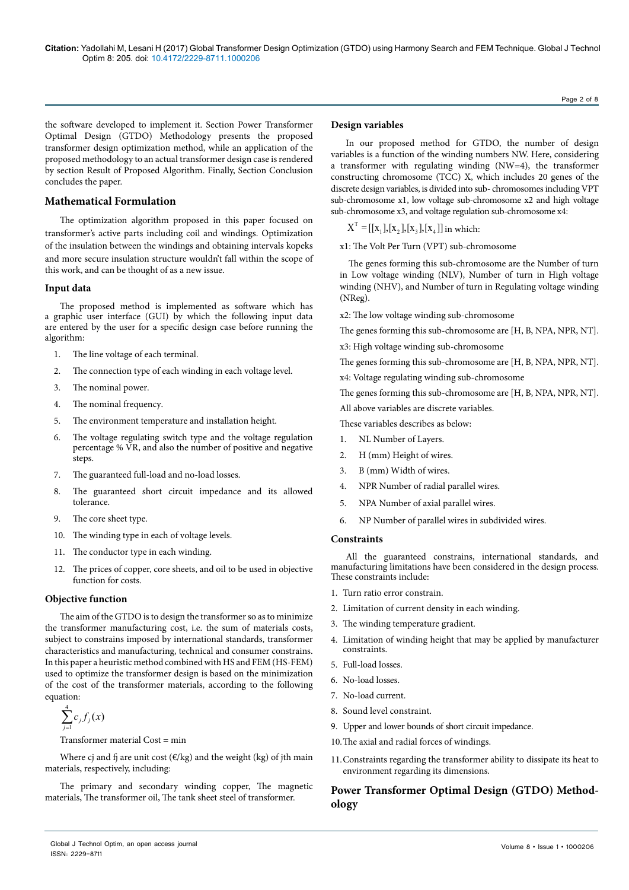the software developed to implement it. Section Power Transformer Optimal Design (GTDO) Methodology presents the proposed transformer design optimization method, while an application of the proposed methodology to an actual transformer design case is rendered by section Result of Proposed Algorithm. Finally, Section Conclusion concludes the paper.

## Mathematical Formulation

The optimization algorithm proposed in this paper focused on transformer's active parts including coil and windings. Optimization of the insulation between the windings and obtaining intervals kopeks and more secure insulation structure wouldn't fall within the scope of this work, and can be thought of as a new issue.

### Input data

The proposed method is implemented as software which has a graphic user interface (GUI) by which the following input data are entered by the user for a specific design case before running the algorithm:

1. The line voltage of each terminal.
2. The connection type of each winding in each voltage level.
3. The nominal power.
4. The nominal frequency.
5. The environment temperature and installation height.
6. The voltage regulating switch type and the voltage regulation percentage % VR, and also the number of positive and negative steps.
7. The guaranteed full-load and no-load losses.
8. The guaranteed short circuit impedance and its allowed tolerance.
9. The core sheet type.
10. The winding type in each of voltage levels.
11. The conductor type in each winding.
12. The prices of copper, core sheets, and oil to be used in objective function for costs.

### Objective function

The aim of the GTDO is to design the transformer so as to minimize the transformer manufacturing cost, i.e. the sum of materials costs, subject to constrains imposed by international standards, transformer characteristics and manufacturing, technical and consumer constrains. In this paper a heuristic method combined with HS and FEM (HS-FEM) used to optimize the transformer design is based on the minimization of the cost of the transformer materials, according to the following equation:

$$\sum_{j=1}^{4} c_j f_j(x)$$

Transformer material Cost = min

Where cj and fj are unit cost (€/kg) and the weight (kg) of jth main materials, respectively, including:

The primary and secondary winding copper, The magnetic materials, The transformer oil, The tank sheet steel of transformer.

### Design variables

In our proposed method for GTDO, the number of design variables is a function of the winding numbers NW. Here, considering a transformer with regulating winding (NW=4), the transformer constructing chromosome (TCC) X, which includes 20 genes of the discrete design variables, is divided into sub- chromosomes including VPT sub-chromosome x1, low voltage sub-chromosome x2 and high voltage sub-chromosome x3, and voltage regulation sub-chromosome x4:

$X^T = [[x_1],[x_2],[x_3],[x_4]]$ in which:

x1: The Volt Per Turn (VPT) sub-chromosome

The genes forming this sub-chromosome are the Number of turn in Low voltage winding (NLV), Number of turn in High voltage winding (NHV), and Number of turn in Regulating voltage winding (NReg).

x2: The low voltage winding sub-chromosome

The genes forming this sub-chromosome are [H, B, NPA, NPR, NT].

x3: High voltage winding sub-chromosome

The genes forming this sub-chromosome are [H, B, NPA, NPR, NT].

x4: Voltage regulating winding sub-chromosome

The genes forming this sub-chromosome are [H, B, NPA, NPR, NT].

All above variables are discrete variables.

These variables describes as below:

1. NL Number of Layers.
2. H (mm) Height of wires.
3. B (mm) Width of wires.
4. NPR Number of radial parallel wires.
5. NPA Number of axial parallel wires.
6. NP Number of parallel wires in subdivided wires.

### Constraints

All the guaranteed constrains, international standards, and manufacturing limitations have been considered in the design process. These constraints include:

1. Turn ratio error constrain.
2. Limitation of current density in each winding.
3. The winding temperature gradient.
4. Limitation of winding height that may be applied by manufacturer constraints.
5. Full-load losses.
6. No-load losses.
7. No-load current.
8. Sound level constraint.
9. Upper and lower bounds of short circuit impedance.
10. The axial and radial forces of windings.
11. Constraints regarding the transformer ability to dissipate its heat to environment regarding its dimensions.

## Power Transformer Optimal Design (GTDO) Methodology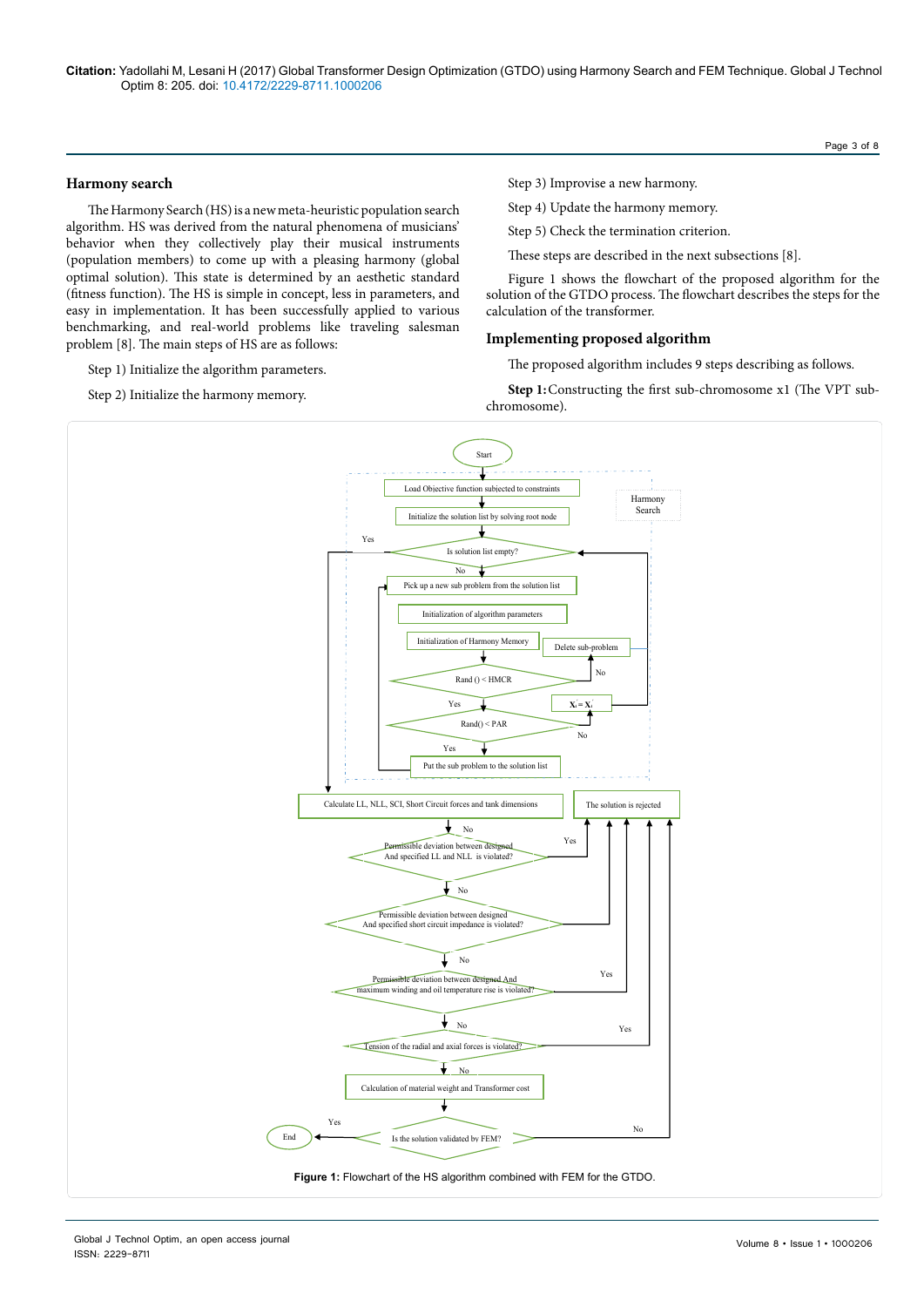## Harmony search

The Harmony Search (HS) is a new meta-heuristic population search algorithm. HS was derived from the natural phenomena of musicians' behavior when they collectively play their musical instruments (population members) to come up with a pleasing harmony (global optimal solution). This state is determined by an aesthetic standard (fitness function). The HS is simple in concept, less in parameters, and easy in implementation. It has been successfully applied to various benchmarking, and real-world problems like traveling salesman problem [8]. The main steps of HS are as follows:

Step 1) Initialize the algorithm parameters.

Step 2) Initialize the harmony memory.

Step 3) Improvise a new harmony.

Step 4) Update the harmony memory.

Step 5) Check the termination criterion.

These steps are described in the next subsections [8].

Figure 1 shows the flowchart of the proposed algorithm for the solution of the GTDO process. The flowchart describes the steps for the calculation of the transformer.

## Implementing proposed algorithm

The proposed algorithm includes 9 steps describing as follows.

**Step 1:** Constructing the first sub-chromosome x1 (The VPT sub-chromosome).

**Figure 1:** Flowchart of the HS algorithm combined with FEM for the GTDO.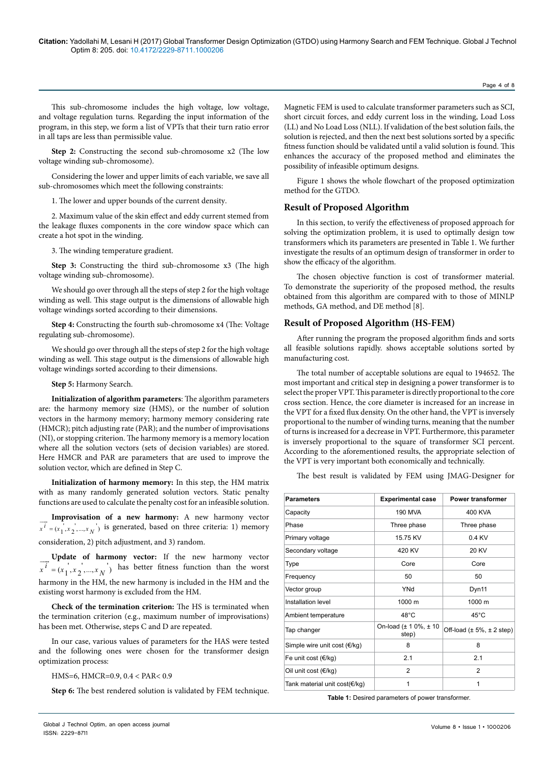This sub-chromosome includes the high voltage, low voltage, and voltage regulation turns. Regarding the input information of the program, in this step, we form a list of VPTs that their turn ratio error in all taps are less than permissible value.

**Step 2:** Constructing the second sub-chromosome x2 (The low voltage winding sub-chromosome).

Considering the lower and upper limits of each variable, we save all sub-chromosomes which meet the following constraints:

1. The lower and upper bounds of the current density.

2. Maximum value of the skin effect and eddy current stemed from the leakage fluxes components in the core window space which can create a hot spot in the winding.

3. The winding temperature gradient.

**Step 3:** Constructing the third sub-chromosome x3 (The high voltage winding sub-chromosome).

We should go over through all the steps of step 2 for the high voltage winding as well. This stage output is the dimensions of allowable high voltage windings sorted according to their dimensions.

**Step 4:** Constructing the fourth sub-chromosome x4 (The: Voltage regulating sub-chromosome).

We should go over through all the steps of step 2 for the high voltage winding as well. This stage output is the dimensions of allowable high voltage windings sorted according to their dimensions.

**Step 5:** Harmony Search.

**Initialization of algorithm parameters**: The algorithm parameters are: the harmony memory size (HMS), or the number of solution vectors in the harmony memory; harmony memory considering rate (HMCR); pitch adjusting rate (PAR); and the number of improvisations (NI), or stopping criterion. The harmony memory is a memory location where all the solution vectors (sets of decision variables) are stored. Here HMCR and PAR are parameters that are used to improve the solution vector, which are defined in Step C.

**Initialization of harmony memory:** In this step, the HM matrix with as many randomly generated solution vectors. Static penalty functions are used to calculate the penalty cost for an infeasible solution.

**Improvisation of a new harmony:** A new harmony vector $\overrightarrow{x^{i}} = (x_1^{'}, x_2^{'}, \ldots, x_N^{'})$ is generated, based on three criteria: 1) memory consideration, 2) pitch adjustment, and 3) random.

**Update of harmony vector:** If the new harmony vector $\overrightarrow{x^{i}} = (x_1^{'}, x_2^{'}, \ldots, x_N^{'})$ has better fitness function than the worst harmony in the HM, the new harmony is included in the HM and the existing worst harmony is excluded from the HM.

**Check of the termination criterion:** The HS is terminated when the termination criterion (e.g., maximum number of improvisations) has been met. Otherwise, steps C and D are repeated.

In our case, various values of parameters for the HAS were tested and the following ones were chosen for the transformer design optimization process:

HMS=6, HMCR=0.9, 0.4 < PAR< 0.9

**Step 6:** The best rendered solution is validated by FEM technique. Magnetic FEM is used to calculate transformer parameters such as SCI, short circuit forces, and eddy current loss in the winding, Load Loss (LL) and No Load Loss (NLL). If validation of the best solution fails, the solution is rejected, and then the next best solutions sorted by a specific fitness function should be validated until a valid solution is found. This enhances the accuracy of the proposed method and eliminates the possibility of infeasible optimum designs.

Figure 1 shows the whole flowchart of the proposed optimization method for the GTDO.

## Result of Proposed Algorithm

In this section, to verify the effectiveness of proposed approach for solving the optimization problem, it is used to optimally design tow transformers which its parameters are presented in Table 1. We further investigate the results of an optimum design of transformer in order to show the efficacy of the algorithm.

The chosen objective function is cost of transformer material. To demonstrate the superiority of the proposed method, the results obtained from this algorithm are compared with to those of MINLP methods, GA method, and DE method [8].

## Result of Proposed Algorithm (HS-FEM)

After running the program the proposed algorithm finds and sorts all feasible solutions rapidly. shows acceptable solutions sorted by manufacturing cost.

The total number of acceptable solutions are equal to 194652. The most important and critical step in designing a power transformer is to select the proper VPT. This parameter is directly proportional to the core cross section. Hence, the core diameter is increased for an increase in the VPT for a fixed flux density. On the other hand, the VPT is inversely proportional to the number of winding turns, meaning that the number of turns is increased for a decrease in VPT. Furthermore, this parameter is inversely proportional to the square of transformer SCI percent. According to the aforementioned results, the appropriate selection of the VPT is very important both economically and technically.

The best result is validated by FEM using JMAG-Designer for

| Parameters | Experimental case | Power transformer |
|---|---|---|
| Capacity | 190 MVA | 400 KVA |
| Phase | Three phase | Three phase |
| Primary voltage | 15.75 KV | 0.4 KV |
| Secondary voltage | 420 KV | 20 KV |
| Type | Core | Core |
| Frequency | 50 | 50 |
| Vector group | YNd | Dyn11 |
| Installation level | 1000 m | 1000 m |
| Ambient temperature | 48°C | 45°C |
| Tap changer | On-load (± 1 0%, ± 10 step) | Off-load (± 5%, ± 2 step) |
| Simple wire unit cost (€/kg) | 8 | 8 |
| Fe unit cost (€/kg) | 2.1 | 2.1 |
| Oil unit cost (€/kg) | 2 | 2 |
| Tank material unit cost(€/kg) | 1 | 1 |

**Table 1:** Desired parameters of power transformer.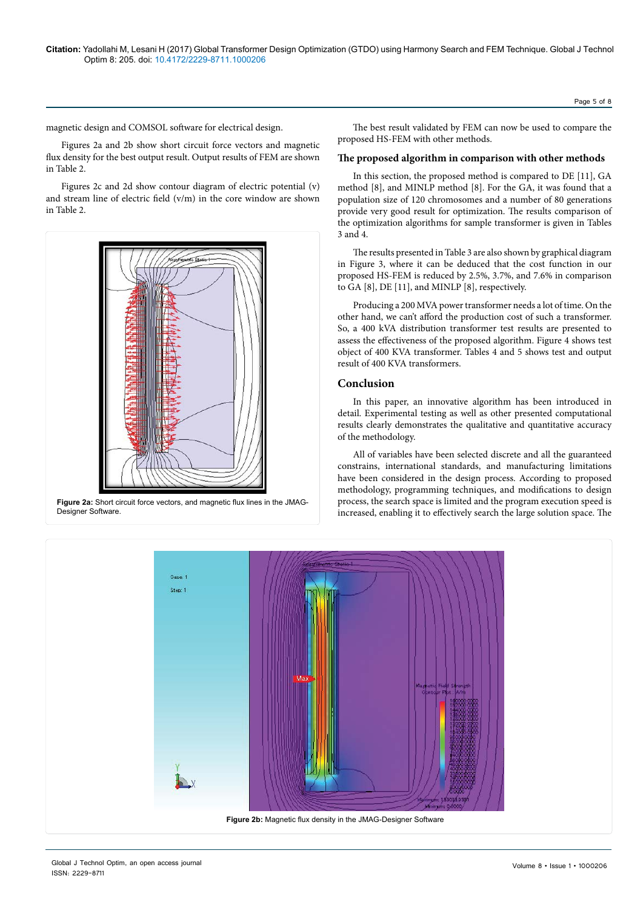magnetic design and COMSOL software for electrical design.

Figures 2a and 2b show short circuit force vectors and magnetic flux density for the best output result. Output results of FEM are shown in Table 2.

Figures 2c and 2d show contour diagram of electric potential (v) and stream line of electric field (v/m) in the core window are shown in Table 2.

**Figure 2a:** Short circuit force vectors, and magnetic flux lines in the JMAG-Designer Software.

The best result validated by FEM can now be used to compare the proposed HS-FEM with other methods.

## The proposed algorithm in comparison with other methods

In this section, the proposed method is compared to DE [11], GA method [8], and MINLP method [8]. For the GA, it was found that a population size of 120 chromosomes and a number of 80 generations provide very good result for optimization. The results comparison of the optimization algorithms for sample transformer is given in Tables 3 and 4.

The results presented in Table 3 are also shown by graphical diagram in Figure 3, where it can be deduced that the cost function in our proposed HS-FEM is reduced by 2.5%, 3.7%, and 7.6% in comparison to GA [8], DE [11], and MINLP [8], respectively.

Producing a 200 MVA power transformer needs a lot of time. On the other hand, we can't afford the production cost of such a transformer. So, a 400 kVA distribution transformer test results are presented to assess the effectiveness of the proposed algorithm. Figure 4 shows test object of 400 KVA transformer. Tables 4 and 5 shows test and output result of 400 KVA transformers.

## Conclusion

In this paper, an innovative algorithm has been introduced in detail. Experimental testing as well as other presented computational results clearly demonstrates the qualitative and quantitative accuracy of the methodology.

All of variables have been selected discrete and all the guaranteed constrains, international standards, and manufacturing limitations have been considered in the design process. According to proposed methodology, programming techniques, and modifications to design process, the search space is limited and the program execution speed is increased, enabling it to effectively search the large solution space. The

**Figure 2b:** Magnetic flux density in the JMAG-Designer Software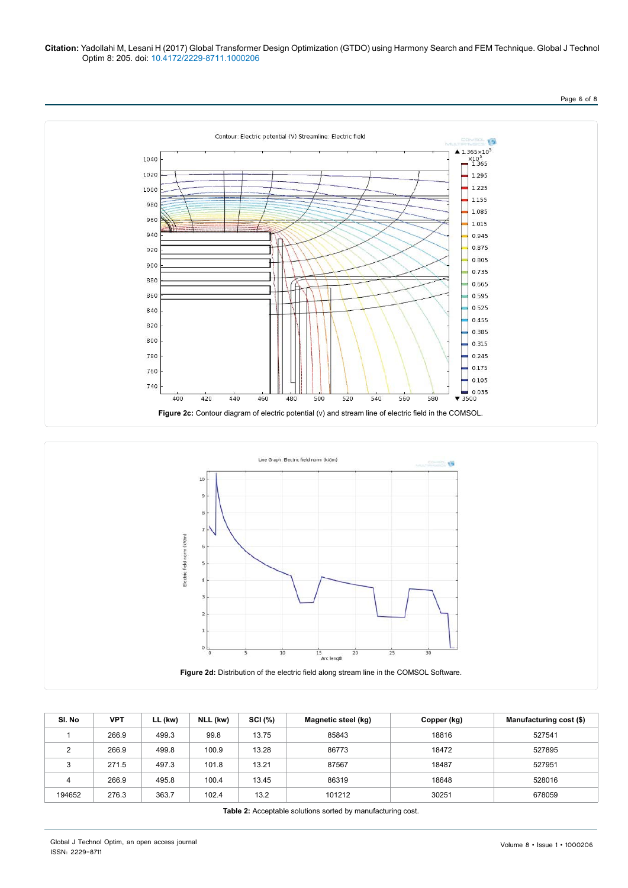Figure 2c: Contour diagram of electric potential (v) and stream line of electric field in the COMSOL.

Figure 2d: Distribution of the electric field along stream line in the COMSOL Software.

| Sl. No | VPT | LL (kw) | NLL (kw) | SCI (%) | Magnetic steel (kg) | Copper (kg) | Manufacturing cost ($) |
|---|---|---|---|---|---|---|---|
| 1 | 266.9 | 499.3 | 99.8 | 13.75 | 85843 | 18816 | 527541 |
| 2 | 266.9 | 499.8 | 100.9 | 13.28 | 86773 | 18472 | 527895 |
| 3 | 271.5 | 497.3 | 101.8 | 13.21 | 87567 | 18487 | 527951 |
| 4 | 266.9 | 495.8 | 100.4 | 13.45 | 86319 | 18648 | 528016 |
| 194652 | 276.3 | 363.7 | 102.4 | 13.2 | 101212 | 30251 | 678059 |

**Table 2:** Acceptable solutions sorted by manufacturing cost.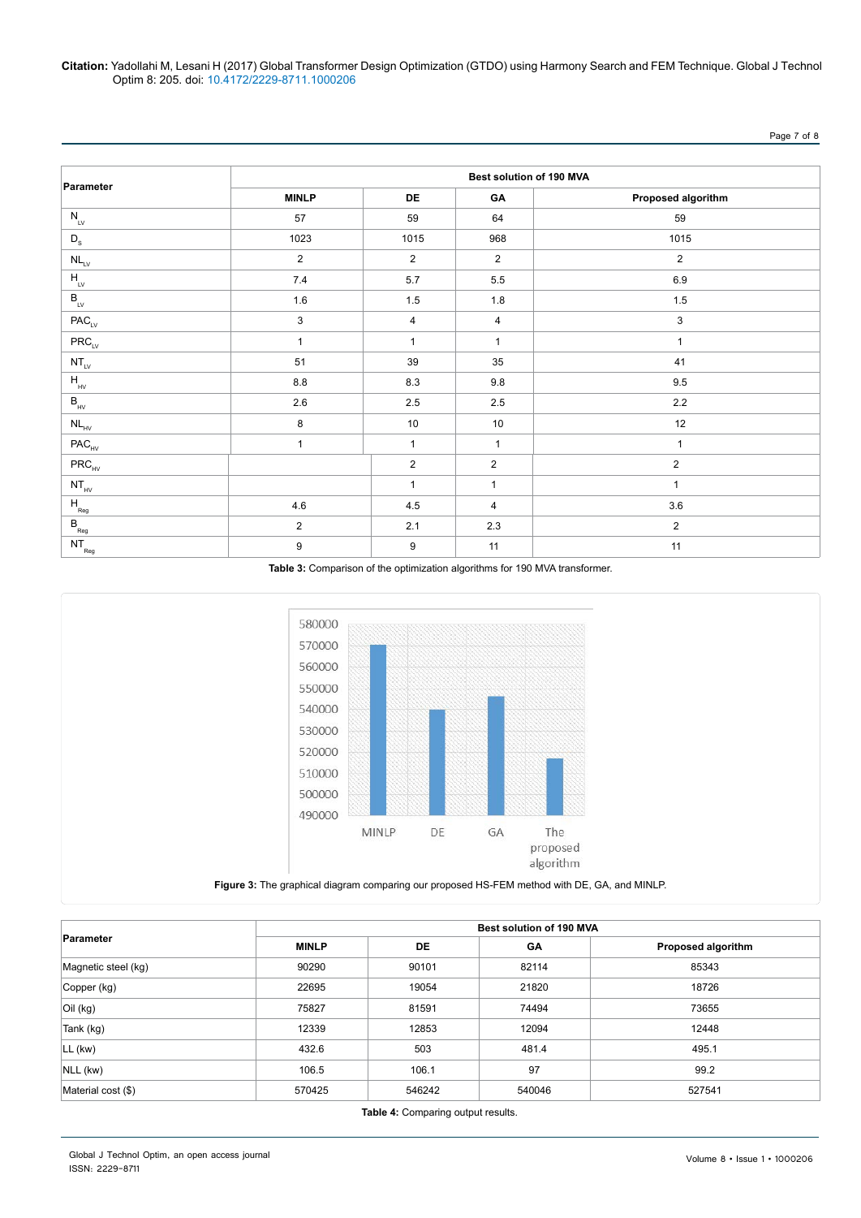| Parameter | Best solution of 190 MVA | | | |
|---|---|---|---|---|
| | MINLP | DE | GA | Proposed algorithm |
| $N_{LV}$ | 57 | 59 | 64 | 59 |
| $D_S$ | 1023 | 1015 | 968 | 1015 |
| $NL_{LV}$ | 2 | 2 | 2 | 2 |
| $H_{LV}$ | 7.4 | 5.7 | 5.5 | 6.9 |
| $B_{LV}$ | 1.6 | 1.5 | 1.8 | 1.5 |
| $PAC_{LV}$ | 3 | 4 | 4 | 3 |
| $PRC_{LV}$ | 1 | 1 | 1 | 1 |
| $NT_{LV}$ | 51 | 39 | 35 | 41 |
| $H_{HV}$ | 8.8 | 8.3 | 9.8 | 9.5 |
| $B_{HV}$ | 2.6 | 2.5 | 2.5 | 2.2 |
| $NL_{HV}$ | 8 | 10 | 10 | 12 |
| $PAC_{HV}$ | 1 | 1 | 1 | 1 |
| $PRC_{HV}$ | | 2 | 2 | 2 |
| $NT_{HV}$ | | 1 | 1 | 1 |
| $H_{Reg}$ | 4.6 | 4.5 | 4 | 3.6 |
| $B_{Reg}$ | 2 | 2.1 | 2.3 | 2 |
| $NT_{Reg}$ | 9 | 9 | 11 | 11 |

**Table 3:** Comparison of the optimization algorithms for 190 MVA transformer.

**Figure 3:** The graphical diagram comparing our proposed HS-FEM method with DE, GA, and MINLP.

| Parameter | Best solution of 190 MVA | | | |
|---|---|---|---|---|
| | MINLP | DE | GA | Proposed algorithm |
| Magnetic steel (kg) | 90290 | 90101 | 82114 | 85343 |
| Copper (kg) | 22695 | 19054 | 21820 | 18726 |
| Oil (kg) | 75827 | 81591 | 74494 | 73655 |
| Tank (kg) | 12339 | 12853 | 12094 | 12448 |
| LL (kw) | 432.6 | 503 | 481.4 | 495.1 |
| NLL (kw) | 106.5 | 106.1 | 97 | 99.2 |
| Material cost ($) | 570425 | 546242 | 540046 | 527541 |

**Table 4:** Comparing output results.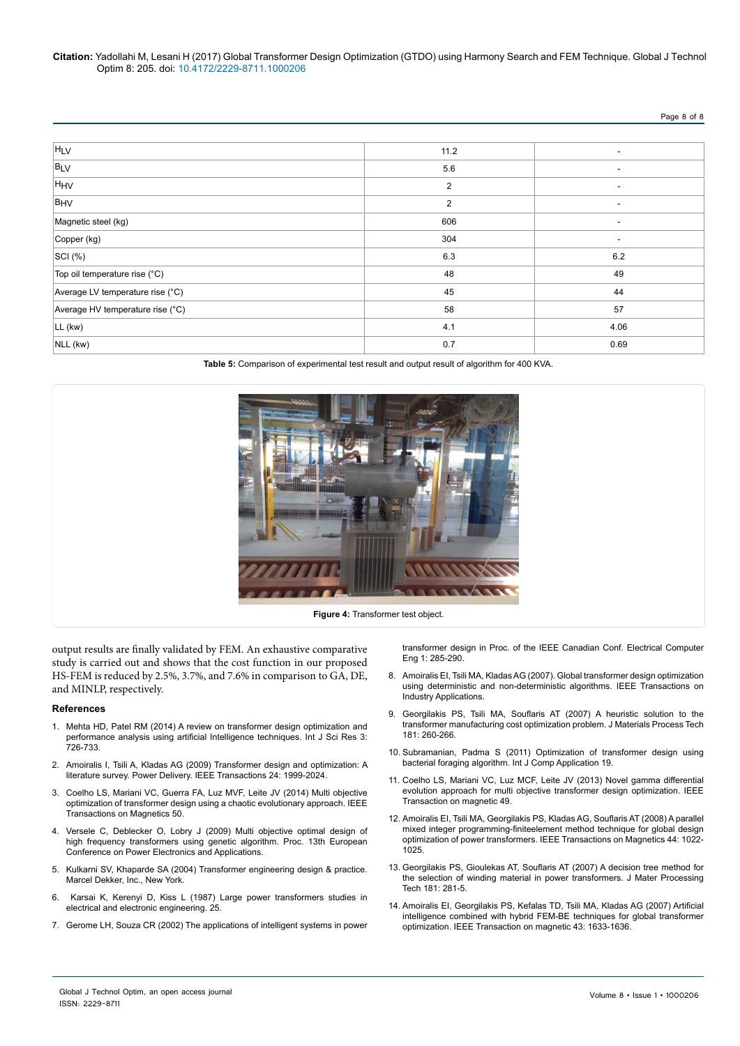| | | |
|---|---|---|
| $H_{LV}$ | 11.2 | - |
| $B_{LV}$ | 5.6 | - |
| $H_{HV}$ | 2 | - |
| $B_{HV}$ | 2 | - |
| Magnetic steel (kg) | 606 | - |
| Copper (kg) | 304 | - |
| SCI (%) | 6.3 | 6.2 |
| Top oil temperature rise (°C) | 48 | 49 |
| Average LV temperature rise (°C) | 45 | 44 |
| Average HV temperature rise (°C) | 58 | 57 |
| LL (kw) | 4.1 | 4.06 |
| NLL (kw) | 0.7 | 0.69 |

**Table 5:** Comparison of experimental test result and output result of algorithm for 400 KVA.

**Figure 4:** Transformer test object.

output results are finally validated by FEM. An exhaustive comparative study is carried out and shows that the cost function in our proposed HS-FEM is reduced by 2.5%, 3.7%, and 7.6% in comparison to GA, DE, and MINLP, respectively.

## References

1. Mehta HD, Patel RM (2014) A review on transformer design optimization and performance analysis using artificial Intelligence techniques. Int J Sci Res 3: 726-733.
2. Amoiralis I, Tsili A, Kladas AG (2009) Transformer design and optimization: A literature survey. Power Delivery. IEEE Transactions 24: 1999-2024.
3. Coelho LS, Mariani VC, Guerra FA, Luz MVF, Leite JV (2014) Multi objective optimization of transformer design using a chaotic evolutionary approach. IEEE Transactions on Magnetics 50.
4. Versele C, Deblecker O, Lobry J (2009) Multi objective optimal design of high frequency transformers using genetic algorithm. Proc. 13th European Conference on Power Electronics and Applications.
5. Kulkarni SV, Khaparde SA (2004) Transformer engineering design & practice. Marcel Dekker, Inc., New York.
6. Karsai K, Kerenyi D, Kiss L (1987) Large power transformers studies in electrical and electronic engineering. 25.
7. Gerome LH, Souza CR (2002) The applications of intelligent systems in power transformer design in Proc. of the IEEE Canadian Conf. Electrical Computer Eng 1: 285-290.
8. Amoiralis EI, Tsili MA, Kladas AG (2007). Global transformer design optimization using deterministic and non-deterministic algorithms. IEEE Transactions on Industry Applications.
9. Georgilakis PS, Tsili MA, Souflaris AT (2007) A heuristic solution to the transformer manufacturing cost optimization problem. J Materials Process Tech 181: 260-266.
10. Subramanian, Padma S (2011) Optimization of transformer design using bacterial foraging algorithm. Int J Comp Application 19.
11. Coelho LS, Mariani VC, Luz MCF, Leite JV (2013) Novel gamma differential evolution approach for multi objective transformer design optimization. IEEE Transaction on magnetic 49.
12. Amoiralis EI, Tsili MA, Georgilakis PS, Kladas AG, Souflaris AT (2008) A parallel mixed integer programming-finiteelement method technique for global design optimization of power transformers. IEEE Transactions on Magnetics 44: 1022-1025.
13. Georgilakis PS, Gioulekas AT, Souflaris AT (2007) A decision tree method for the selection of winding material in power transformers. J Mater Processing Tech 181: 281-5.
14. Amoiralis EI, Georgilakis PS, Kefalas TD, Tsili MA, Kladas AG (2007) Artificial intelligence combined with hybrid FEM-BE techniques for global transformer optimization. IEEE Transaction on magnetic 43: 1633-1636.